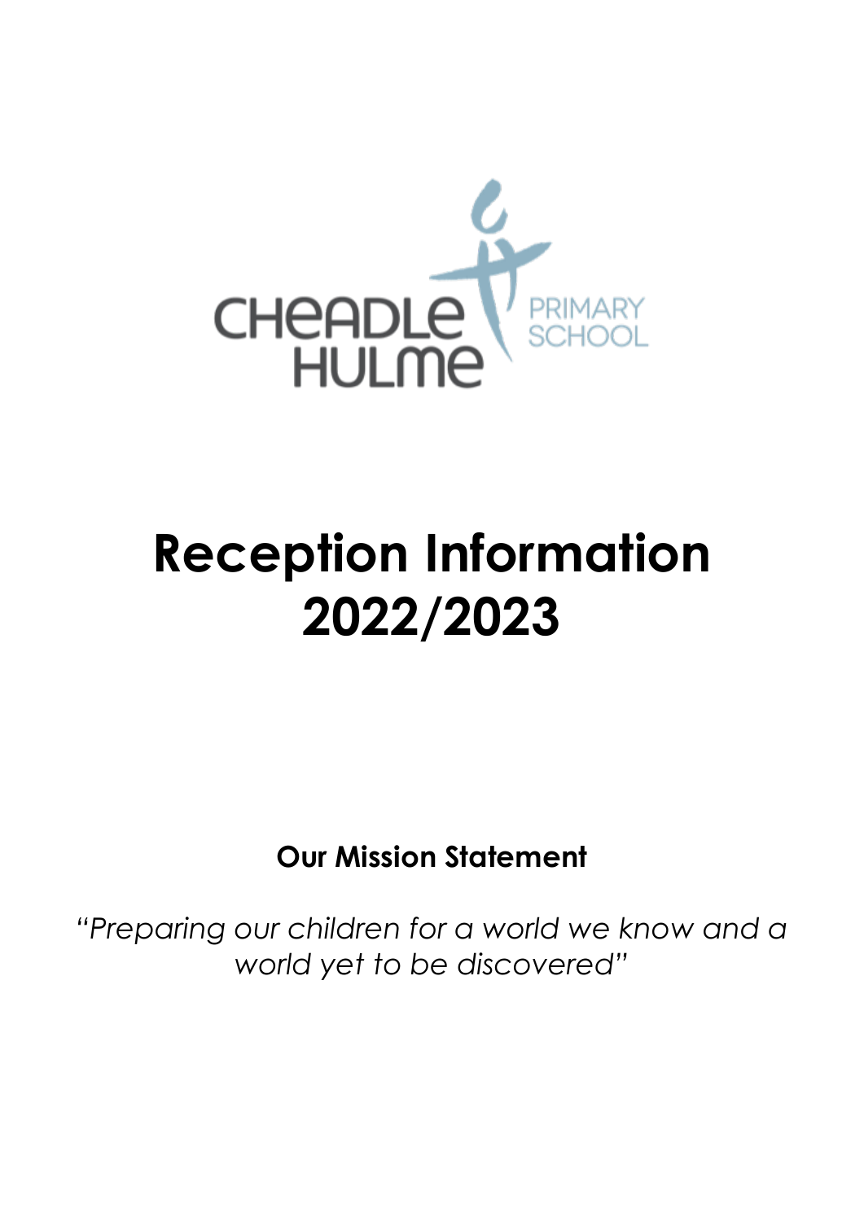CHEADLE HULME PRIMARY SCHOOL

# Reception Information 2022/2023

**Our Mission Statement**

*"Preparing our children for a world we know and a world yet to be discovered"*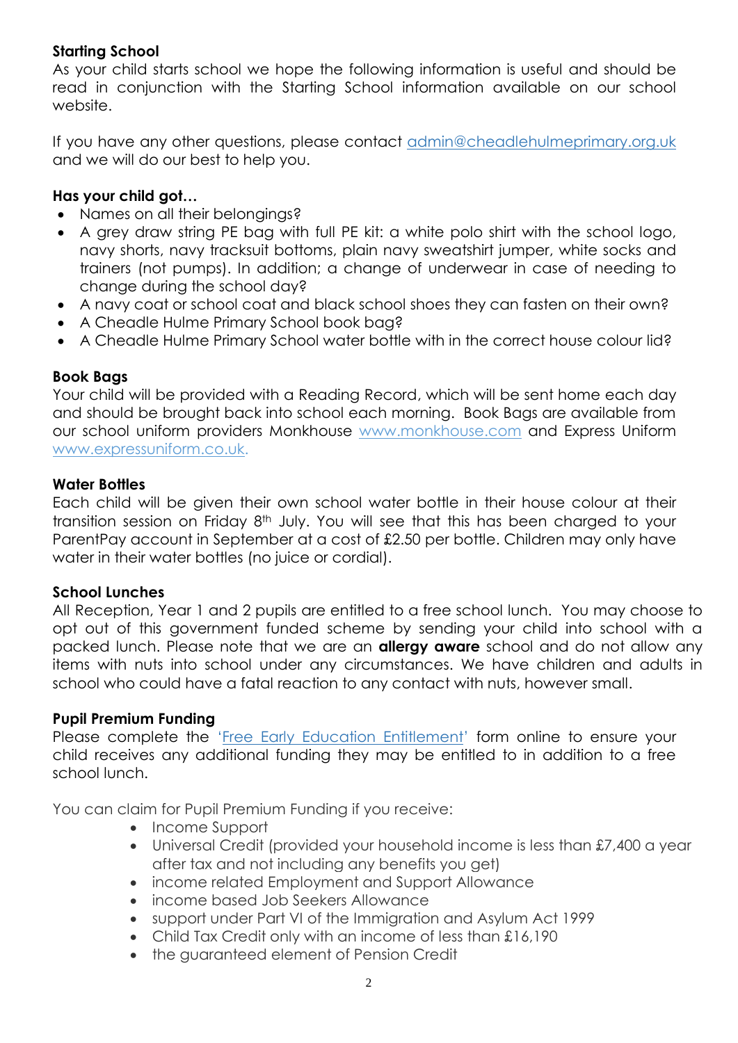**Starting School**

As your child starts school we hope the following information is useful and should be read in conjunction with the Starting School information available on our school website.

If you have any other questions, please contact [admin@cheadlehulmeprimary.org.uk](mailto:admin@cheadlehulmeprimary.org.uk) and we will do our best to help you.

**Has your child got…**

- Names on all their belongings?
- A grey draw string PE bag with full PE kit: a white polo shirt with the school logo, navy shorts, navy tracksuit bottoms, plain navy sweatshirt jumper, white socks and trainers (not pumps). In addition; a change of underwear in case of needing to change during the school day?
- A navy coat or school coat and black school shoes they can fasten on their own?
- A Cheadle Hulme Primary School book bag?
- A Cheadle Hulme Primary School water bottle with in the correct house colour lid?

**Book Bags**

Your child will be provided with a Reading Record, which will be sent home each day and should be brought back into school each morning. Book Bags are available from our school uniform providers Monkhouse [www.monkhouse.com](http://www.monkhouse.com) and Express Uniform [www.expressuniform.co.uk.](http://www.expressuniform.co.uk)

**Water Bottles**

Each child will be given their own school water bottle in their house colour at their transition session on Friday 8th July. You will see that this has been charged to your ParentPay account in September at a cost of £2.50 per bottle. Children may only have water in their water bottles (no juice or cordial).

**School Lunches**

All Reception, Year 1 and 2 pupils are entitled to a free school lunch. You may choose to opt out of this government funded scheme by sending your child into school with a packed lunch. Please note that we are an **allergy aware** school and do not allow any items with nuts into school under any circumstances. We have children and adults in school who could have a fatal reaction to any contact with nuts, however small.

**Pupil Premium Funding**

Please complete the '[Free Early Education Entitlement]' form online to ensure your child receives any additional funding they may be entitled to in addition to a free school lunch.

You can claim for Pupil Premium Funding if you receive:

- Income Support
- Universal Credit (provided your household income is less than £7,400 a year after tax and not including any benefits you get)
- income related Employment and Support Allowance
- income based Job Seekers Allowance
- support under Part VI of the Immigration and Asylum Act 1999
- Child Tax Credit only with an income of less than £16,190
- the guaranteed element of Pension Credit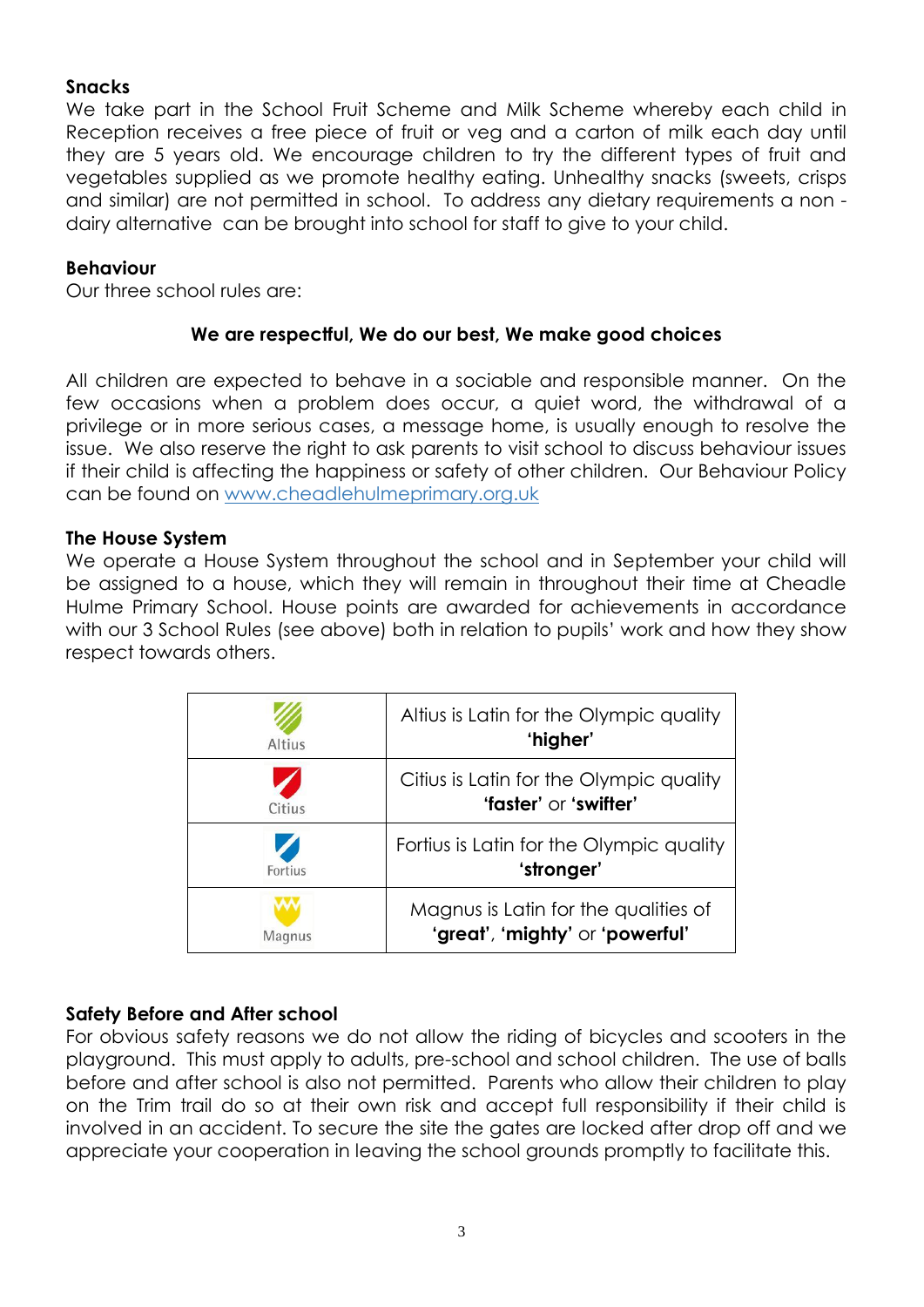**Snacks**
We take part in the School Fruit Scheme and Milk Scheme whereby each child in Reception receives a free piece of fruit or veg and a carton of milk each day until they are 5 years old. We encourage children to try the different types of fruit and vegetables supplied as we promote healthy eating. Unhealthy snacks (sweets, crisps and similar) are not permitted in school. To address any dietary requirements a non - dairy alternative can be brought into school for staff to give to your child.

**Behaviour**
Our three school rules are:

**We are respectful, We do our best, We make good choices**

All children are expected to behave in a sociable and responsible manner. On the few occasions when a problem does occur, a quiet word, the withdrawal of a privilege or in more serious cases, a message home, is usually enough to resolve the issue. We also reserve the right to ask parents to visit school to discuss behaviour issues if their child is affecting the happiness or safety of other children. Our Behaviour Policy can be found on [www.cheadlehulmeprimary.org.uk](http://www.cheadlehulmeprimary.org.uk)

**The House System**
We operate a House System throughout the school and in September your child will be assigned to a house, which they will remain in throughout their time at Cheadle Hulme Primary School. House points are awarded for achievements in accordance with our 3 School Rules (see above) both in relation to pupils' work and how they show respect towards others.

| House | Meaning |
|---|---|
| Altius | Altius is Latin for the Olympic quality **'higher'** |
| Citius | Citius is Latin for the Olympic quality **'faster'** or **'swifter'** |
| Fortius | Fortius is Latin for the Olympic quality **'stronger'** |
| Magnus | Magnus is Latin for the qualities of **'great'**, **'mighty'** or **'powerful'** |

**Safety Before and After school**
For obvious safety reasons we do not allow the riding of bicycles and scooters in the playground. This must apply to adults, pre-school and school children. The use of balls before and after school is also not permitted. Parents who allow their children to play on the Trim trail do so at their own risk and accept full responsibility if their child is involved in an accident. To secure the site the gates are locked after drop off and we appreciate your cooperation in leaving the school grounds promptly to facilitate this.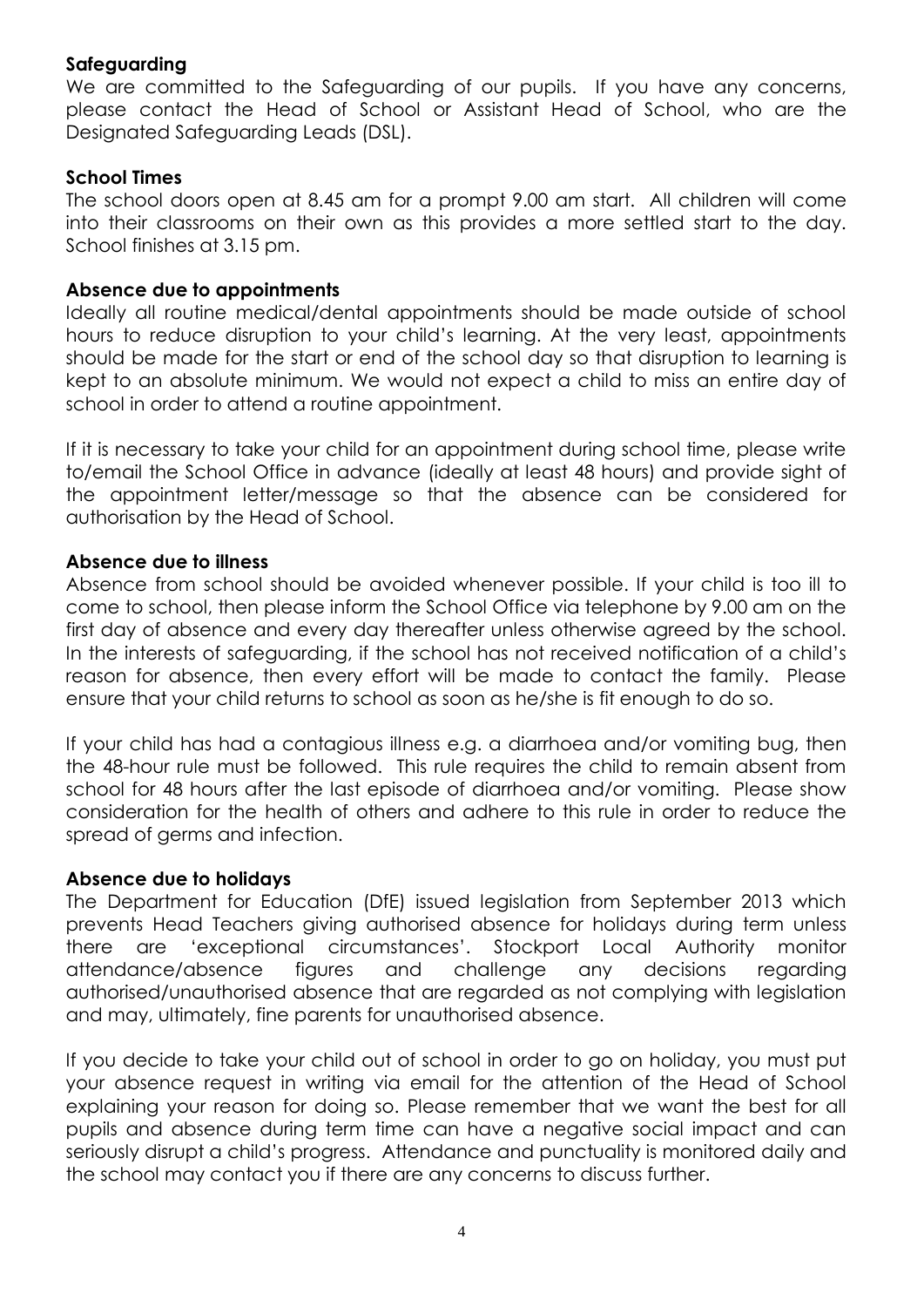**Safeguarding**

We are committed to the Safeguarding of our pupils. If you have any concerns, please contact the Head of School or Assistant Head of School, who are the Designated Safeguarding Leads (DSL).

**School Times**

The school doors open at 8.45 am for a prompt 9.00 am start. All children will come into their classrooms on their own as this provides a more settled start to the day. School finishes at 3.15 pm.

**Absence due to appointments**

Ideally all routine medical/dental appointments should be made outside of school hours to reduce disruption to your child's learning. At the very least, appointments should be made for the start or end of the school day so that disruption to learning is kept to an absolute minimum. We would not expect a child to miss an entire day of school in order to attend a routine appointment.

If it is necessary to take your child for an appointment during school time, please write to/email the School Office in advance (ideally at least 48 hours) and provide sight of the appointment letter/message so that the absence can be considered for authorisation by the Head of School.

**Absence due to illness**

Absence from school should be avoided whenever possible. If your child is too ill to come to school, then please inform the School Office via telephone by 9.00 am on the first day of absence and every day thereafter unless otherwise agreed by the school. In the interests of safeguarding, if the school has not received notification of a child's reason for absence, then every effort will be made to contact the family. Please ensure that your child returns to school as soon as he/she is fit enough to do so.

If your child has had a contagious illness e.g. a diarrhoea and/or vomiting bug, then the 48-hour rule must be followed. This rule requires the child to remain absent from school for 48 hours after the last episode of diarrhoea and/or vomiting. Please show consideration for the health of others and adhere to this rule in order to reduce the spread of germs and infection.

**Absence due to holidays**

The Department for Education (DfE) issued legislation from September 2013 which prevents Head Teachers giving authorised absence for holidays during term unless there are 'exceptional circumstances'. Stockport Local Authority monitor attendance/absence figures and challenge any decisions regarding authorised/unauthorised absence that are regarded as not complying with legislation and may, ultimately, fine parents for unauthorised absence.

If you decide to take your child out of school in order to go on holiday, you must put your absence request in writing via email for the attention of the Head of School explaining your reason for doing so. Please remember that we want the best for all pupils and absence during term time can have a negative social impact and can seriously disrupt a child's progress. Attendance and punctuality is monitored daily and the school may contact you if there are any concerns to discuss further.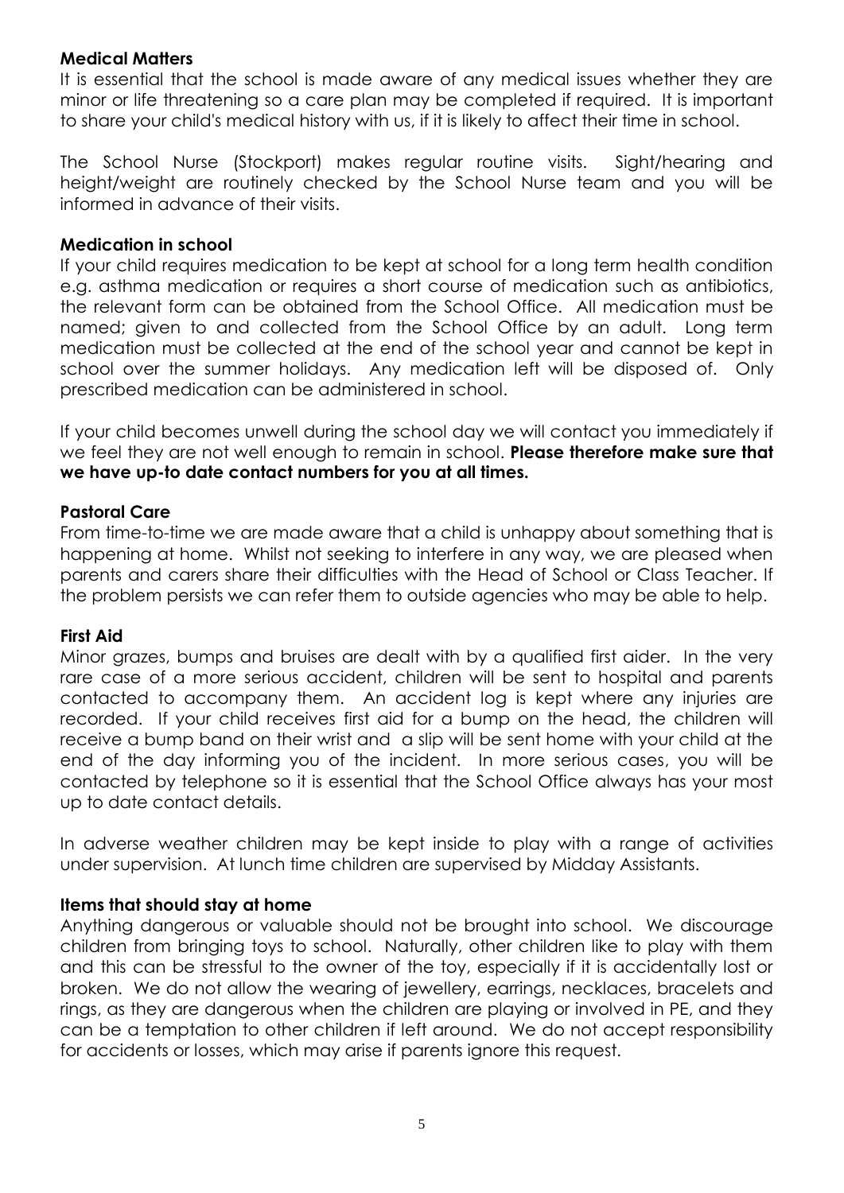**Medical Matters**

It is essential that the school is made aware of any medical issues whether they are minor or life threatening so a care plan may be completed if required. It is important to share your child's medical history with us, if it is likely to affect their time in school.

The School Nurse (Stockport) makes regular routine visits. Sight/hearing and height/weight are routinely checked by the School Nurse team and you will be informed in advance of their visits.

**Medication in school**

If your child requires medication to be kept at school for a long term health condition e.g. asthma medication or requires a short course of medication such as antibiotics, the relevant form can be obtained from the School Office. All medication must be named; given to and collected from the School Office by an adult. Long term medication must be collected at the end of the school year and cannot be kept in school over the summer holidays. Any medication left will be disposed of. Only prescribed medication can be administered in school.

If your child becomes unwell during the school day we will contact you immediately if we feel they are not well enough to remain in school. **Please therefore make sure that we have up-to date contact numbers for you at all times.**

**Pastoral Care**

From time-to-time we are made aware that a child is unhappy about something that is happening at home. Whilst not seeking to interfere in any way, we are pleased when parents and carers share their difficulties with the Head of School or Class Teacher. If the problem persists we can refer them to outside agencies who may be able to help.

**First Aid**

Minor grazes, bumps and bruises are dealt with by a qualified first aider. In the very rare case of a more serious accident, children will be sent to hospital and parents contacted to accompany them. An accident log is kept where any injuries are recorded. If your child receives first aid for a bump on the head, the children will receive a bump band on their wrist and a slip will be sent home with your child at the end of the day informing you of the incident. In more serious cases, you will be contacted by telephone so it is essential that the School Office always has your most up to date contact details.

In adverse weather children may be kept inside to play with a range of activities under supervision. At lunch time children are supervised by Midday Assistants.

**Items that should stay at home**

Anything dangerous or valuable should not be brought into school. We discourage children from bringing toys to school. Naturally, other children like to play with them and this can be stressful to the owner of the toy, especially if it is accidentally lost or broken. We do not allow the wearing of jewellery, earrings, necklaces, bracelets and rings, as they are dangerous when the children are playing or involved in PE, and they can be a temptation to other children if left around. We do not accept responsibility for accidents or losses, which may arise if parents ignore this request.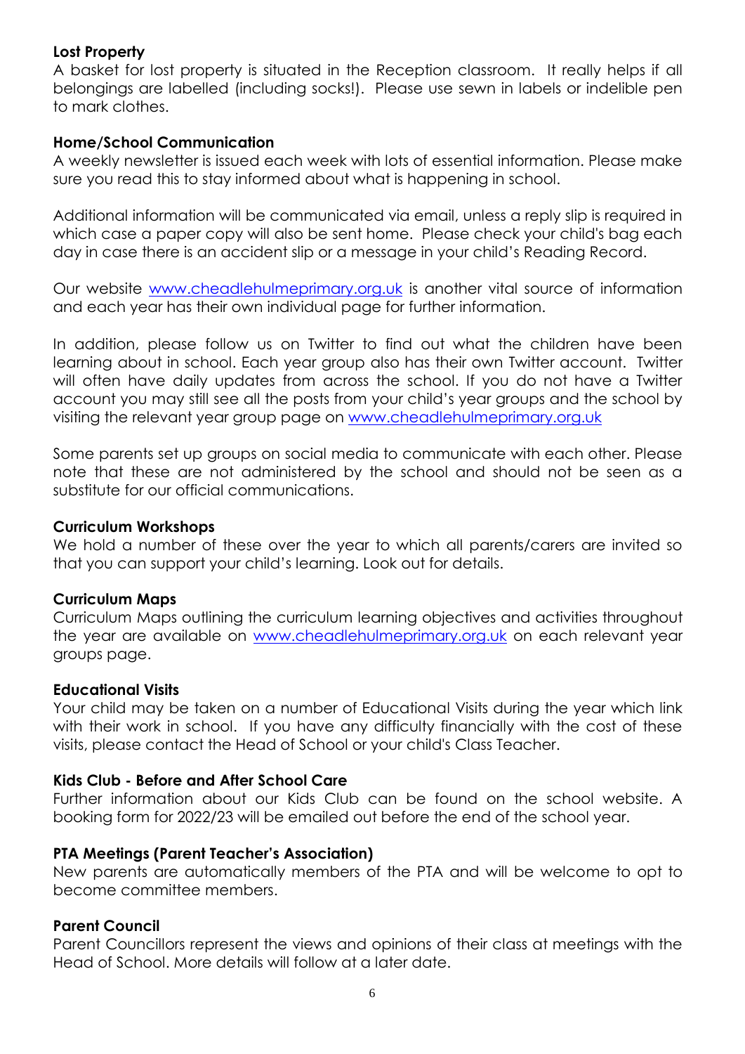**Lost Property**
A basket for lost property is situated in the Reception classroom. It really helps if all belongings are labelled (including socks!). Please use sewn in labels or indelible pen to mark clothes.

**Home/School Communication**
A weekly newsletter is issued each week with lots of essential information. Please make sure you read this to stay informed about what is happening in school.

Additional information will be communicated via email, unless a reply slip is required in which case a paper copy will also be sent home. Please check your child's bag each day in case there is an accident slip or a message in your child's Reading Record.

Our website [www.cheadlehulmeprimary.org.uk](http://www.cheadlehulmeprimary.org.uk) is another vital source of information and each year has their own individual page for further information.

In addition, please follow us on Twitter to find out what the children have been learning about in school. Each year group also has their own Twitter account. Twitter will often have daily updates from across the school. If you do not have a Twitter account you may still see all the posts from your child's year groups and the school by visiting the relevant year group page on [www.cheadlehulmeprimary.org.uk](http://www.cheadlehulmeprimary.org.uk)

Some parents set up groups on social media to communicate with each other. Please note that these are not administered by the school and should not be seen as a substitute for our official communications.

**Curriculum Workshops**
We hold a number of these over the year to which all parents/carers are invited so that you can support your child's learning. Look out for details.

**Curriculum Maps**
Curriculum Maps outlining the curriculum learning objectives and activities throughout the year are available on [www.cheadlehulmeprimary.org.uk](http://www.cheadlehulmeprimary.org.uk) on each relevant year groups page.

**Educational Visits**
Your child may be taken on a number of Educational Visits during the year which link with their work in school. If you have any difficulty financially with the cost of these visits, please contact the Head of School or your child's Class Teacher.

**Kids Club - Before and After School Care**
Further information about our Kids Club can be found on the school website. A booking form for 2022/23 will be emailed out before the end of the school year.

**PTA Meetings (Parent Teacher's Association)**
New parents are automatically members of the PTA and will be welcome to opt to become committee members.

**Parent Council**
Parent Councillors represent the views and opinions of their class at meetings with the Head of School. More details will follow at a later date.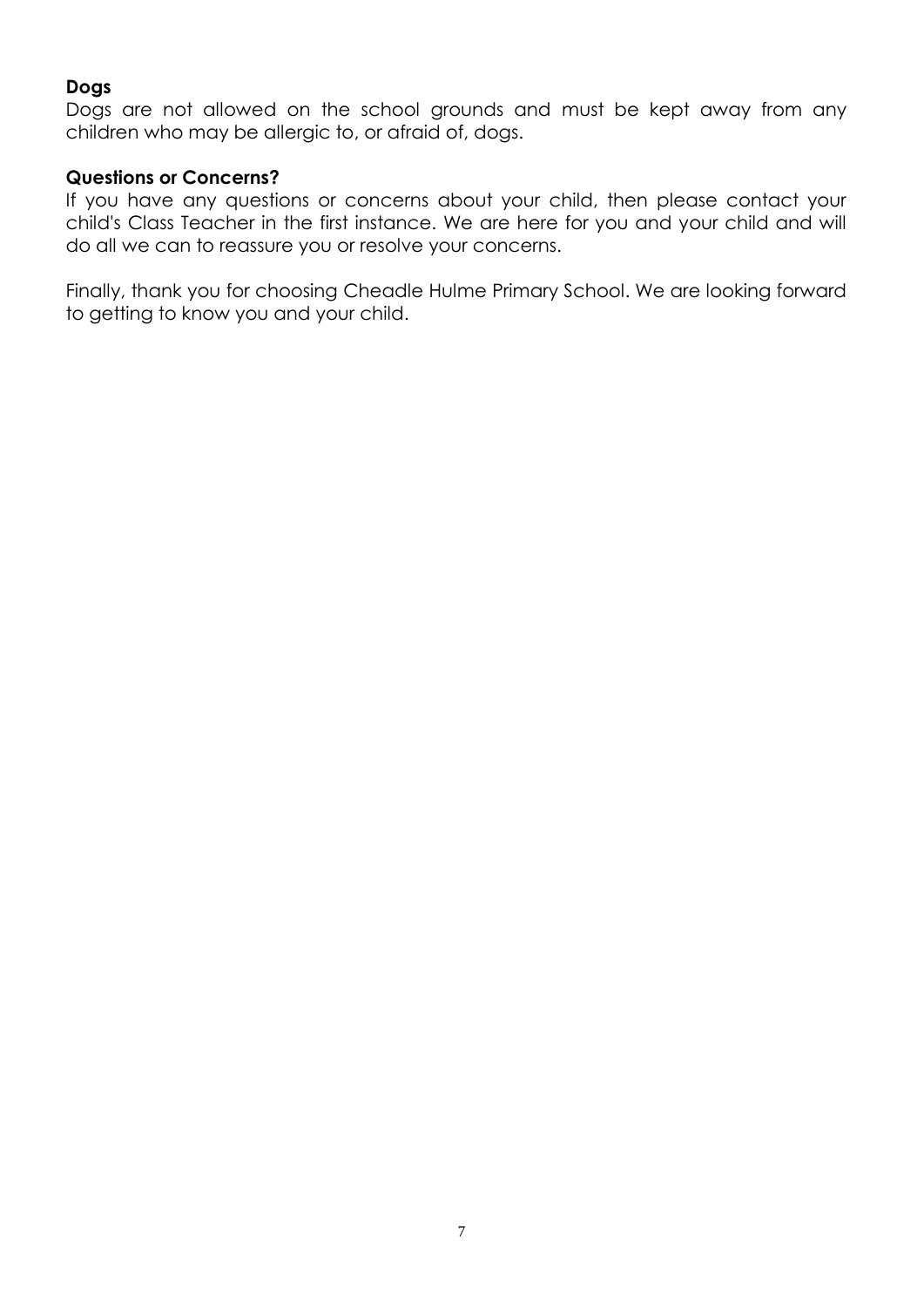**Dogs**

Dogs are not allowed on the school grounds and must be kept away from any children who may be allergic to, or afraid of, dogs.

**Questions or Concerns?**

If you have any questions or concerns about your child, then please contact your child's Class Teacher in the first instance. We are here for you and your child and will do all we can to reassure you or resolve your concerns.

Finally, thank you for choosing Cheadle Hulme Primary School. We are looking forward to getting to know you and your child.